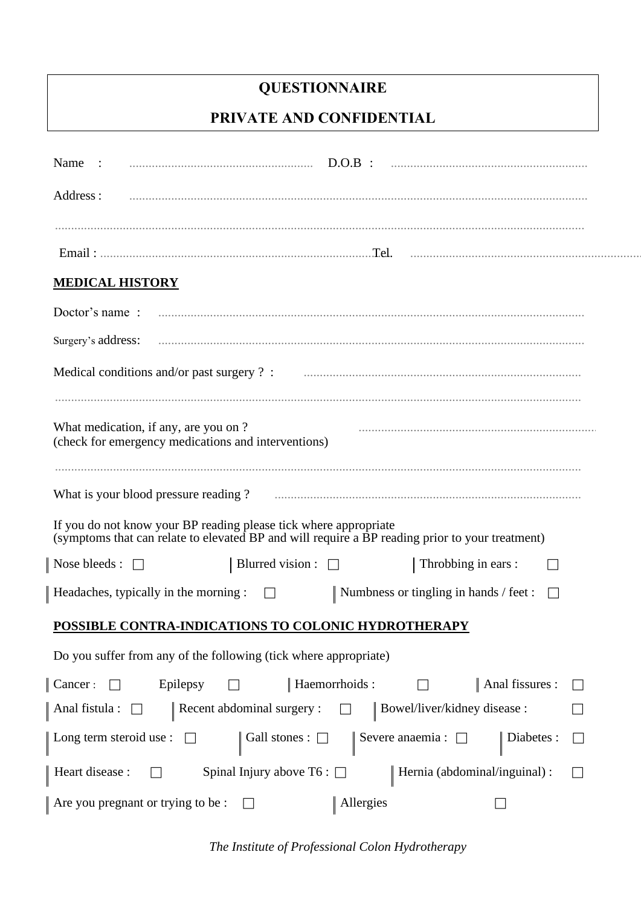# QUESTIONNAIRE

## PRIVATE AND CONFIDENTIAL

Name : ........................................................ D.O.B : ............................................................

Address : ...........................................................................................................................................

...........................................................................................................................................................

Email : .................................................................................... Tel. .......................................................................

**MEDICAL HISTORY**

Doctor's name : ..................................................................................................................................

Surgery's address: ..................................................................................................................................

Medical conditions and/or past surgery ? : ......................................................................................

...........................................................................................................................................................

What medication, if any, are you on ?
(check for emergency medications and interventions) ..........................................................................

...........................................................................................................................................................

What is your blood pressure reading ? ..............................................................................................

If you do not know your BP reading please tick where appropriate
(symptoms that can relate to elevated BP and will require a BP reading prior to your treatment)

| | | |
|---|---|---|
| Nose bleeds : ☐ | Blurred vision : ☐ | Throbbing in ears : ☐ |
| Headaches, typically in the morning : ☐ | Numbness or tingling in hands / feet : ☐ | |

**POSSIBLE CONTRA-INDICATIONS TO COLONIC HYDROTHERAPY**

Do you suffer from any of the following (tick where appropriate)

| | | | |
|---|---|---|---|
| Cancer : ☐ | Epilepsy ☐ | Haemorrhoids : ☐ | Anal fissures : ☐ |
| Anal fistula : ☐ | Recent abdominal surgery : ☐ | Bowel/liver/kidney disease : ☐ | |
| Long term steroid use : ☐ | Gall stones : ☐ | Severe anaemia : ☐ | Diabetes : ☐ |
| Heart disease : ☐ | Spinal Injury above T6 : ☐ | Hernia (abdominal/inguinal) : ☐ | |
| Are you pregnant or trying to be : ☐ | Allergies ☐ | | |

*The Institute of Professional Colon Hydrotherapy*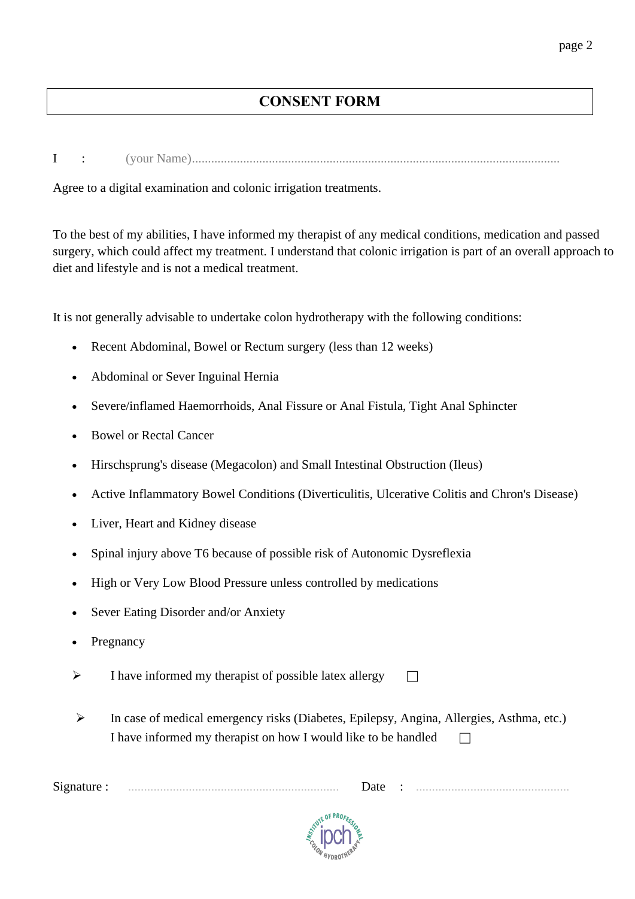# CONSENT FORM

I : (your Name)......................................................................................................................

Agree to a digital examination and colonic irrigation treatments.

To the best of my abilities, I have informed my therapist of any medical conditions, medication and passed surgery, which could affect my treatment. I understand that colonic irrigation is part of an overall approach to diet and lifestyle and is not a medical treatment.

It is not generally advisable to undertake colon hydrotherapy with the following conditions:

- Recent Abdominal, Bowel or Rectum surgery (less than 12 weeks)
- Abdominal or Sever Inguinal Hernia
- Severe/inflamed Haemorrhoids, Anal Fissure or Anal Fistula, Tight Anal Sphincter
- Bowel or Rectal Cancer
- Hirschsprung's disease (Megacolon) and Small Intestinal Obstruction (Ileus)
- Active Inflammatory Bowel Conditions (Diverticulitis, Ulcerative Colitis and Chron's Disease)
- Liver, Heart and Kidney disease
- Spinal injury above T6 because of possible risk of Autonomic Dysreflexia
- High or Very Low Blood Pressure unless controlled by medications
- Sever Eating Disorder and/or Anxiety
- Pregnancy

➢ I have informed my therapist of possible latex allergy ☐

➢ In case of medical emergency risks (Diabetes, Epilepsy, Angina, Allergies, Asthma, etc.) I have informed my therapist on how I would like to be handled ☐

Signature : ................................................................. Date : ...............................................

INSTITUTE OF PROFESSIONAL ipch COLON HYDROTHERAPY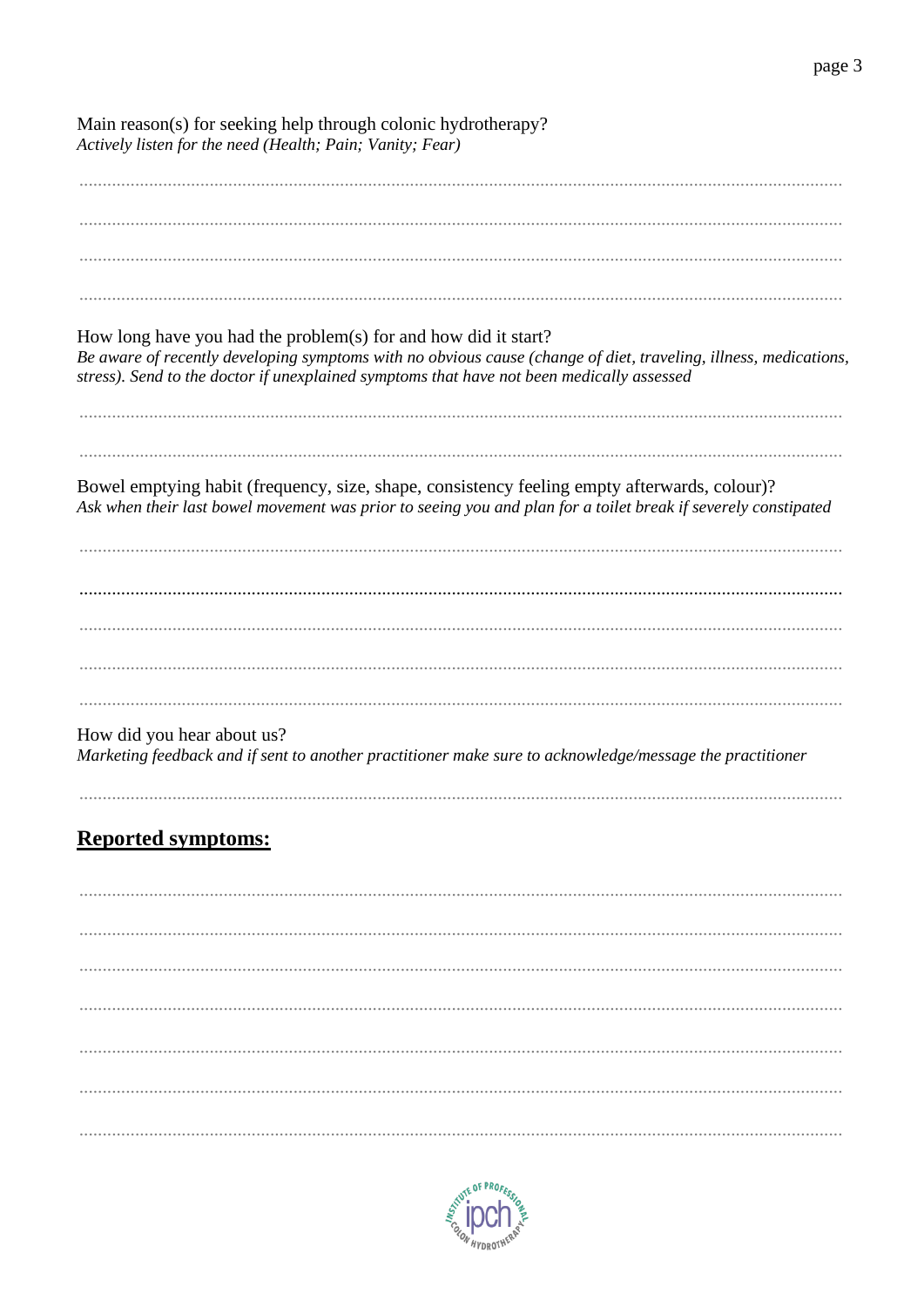Main reason(s) for seeking help through colonic hydrotherapy?
*Actively listen for the need (Health; Pain; Vanity; Fear)*

..........................................................................................................................................................

..........................................................................................................................................................

..........................................................................................................................................................

..........................................................................................................................................................

How long have you had the problem(s) for and how did it start?
*Be aware of recently developing symptoms with no obvious cause (change of diet, traveling, illness, medications, stress). Send to the doctor if unexplained symptoms that have not been medically assessed*

..........................................................................................................................................................

..........................................................................................................................................................

Bowel emptying habit (frequency, size, shape, consistency feeling empty afterwards, colour)?
*Ask when their last bowel movement was prior to seeing you and plan for a toilet break if severely constipated*

..........................................................................................................................................................

..........................................................................................................................................................

..........................................................................................................................................................

..........................................................................................................................................................

..........................................................................................................................................................

How did you hear about us?
*Marketing feedback and if sent to another practitioner make sure to acknowledge/message the practitioner*

..........................................................................................................................................................

## Reported symptoms:

..........................................................................................................................................................

..........................................................................................................................................................

..........................................................................................................................................................

..........................................................................................................................................................

..........................................................................................................................................................

..........................................................................................................................................................

..........................................................................................................................................................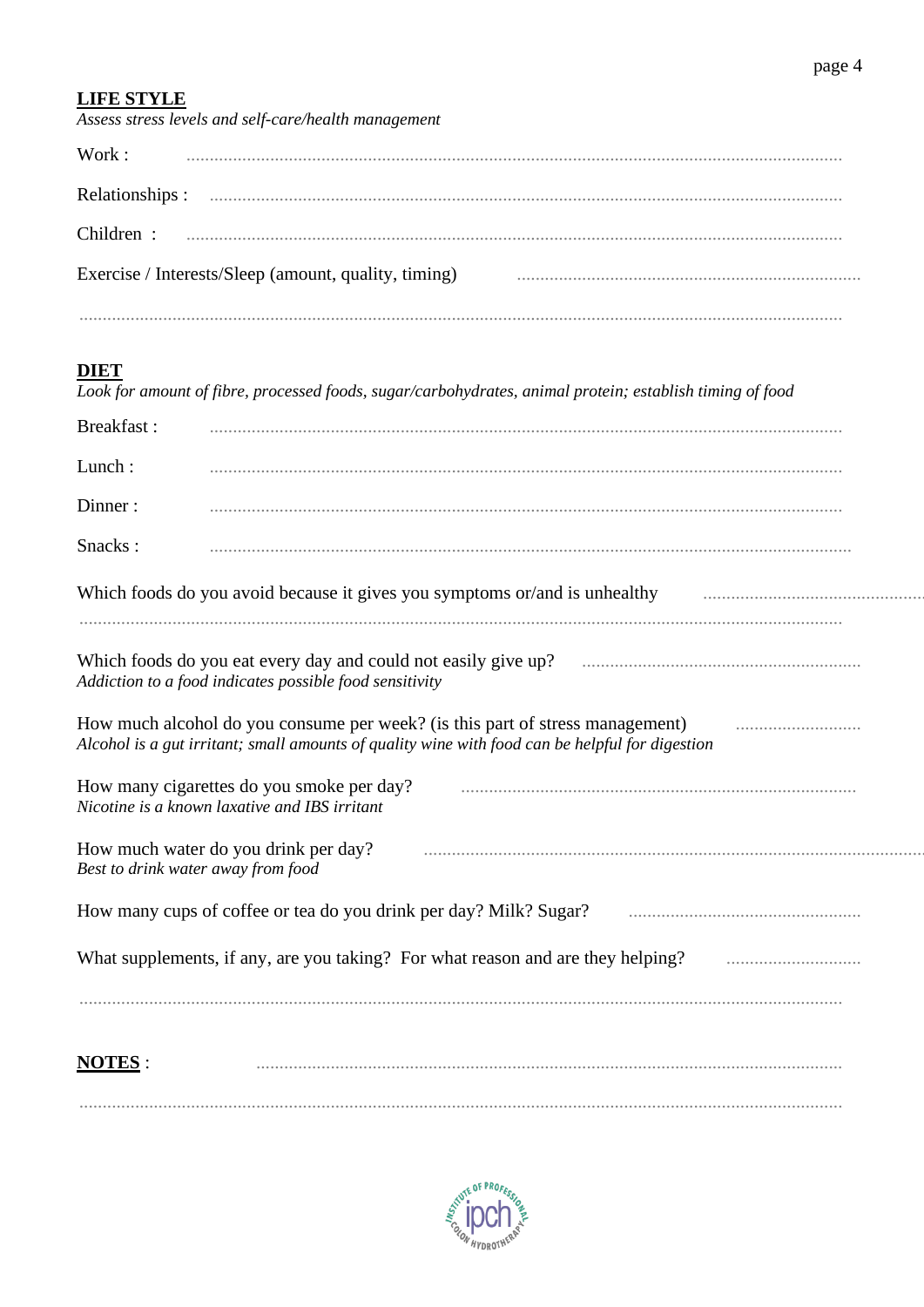**LIFE STYLE**

*Assess stress levels and self-care/health management*

Work : ..........................................................................................................................................

Relationships : ..........................................................................................................................................

Children : ..........................................................................................................................................

Exercise / Interests/Sleep (amount, quality, timing) ..........................................................................

..........................................................................................................................................

**DIET**

*Look for amount of fibre, processed foods, sugar/carbohydrates, animal protein; establish timing of food*

Breakfast : ..........................................................................................................................................

Lunch : ..........................................................................................................................................

Dinner : ..........................................................................................................................................

Snacks : ..........................................................................................................................................

Which foods do you avoid because it gives you symptoms or/and is unhealthy ..................................................

..........................................................................................................................................

Which foods do you eat every day and could not easily give up? ............................................................

*Addiction to a food indicates possible food sensitivity*

How much alcohol do you consume per week? (is this part of stress management) ...........................

*Alcohol is a gut irritant; small amounts of quality wine with food can be helpful for digestion*

How many cigarettes do you smoke per day? .....................................................................................

*Nicotine is a known laxative and IBS irritant*

How much water do you drink per day? ..........................................................................................

*Best to drink water away from food*

How many cups of coffee or tea do you drink per day? Milk? Sugar? ..................................................

What supplements, if any, are you taking? For what reason and are they helping? .............................

..........................................................................................................................................

**NOTES** : ..........................................................................................................................................

..........................................................................................................................................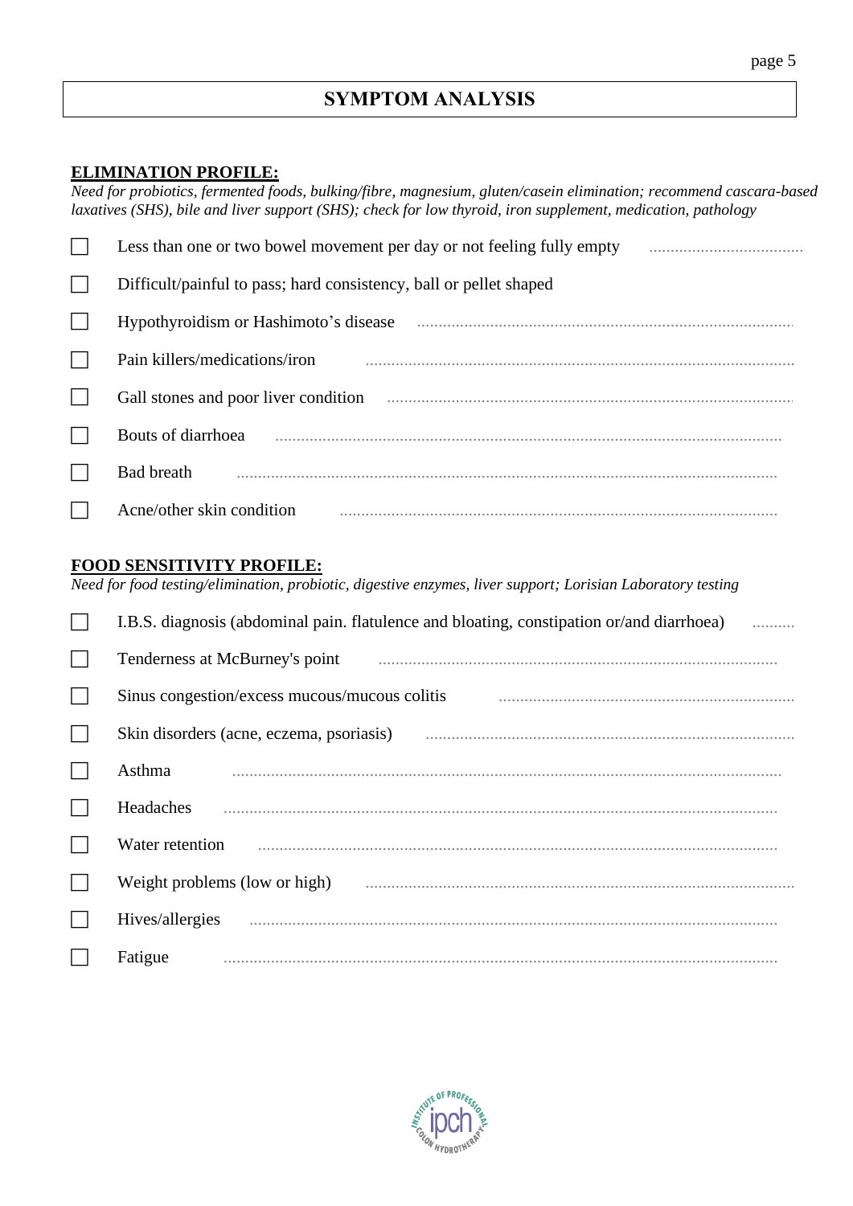# SYMPTOM ANALYSIS

**ELIMINATION PROFILE:**

*Need for probiotics, fermented foods, bulking/fibre, magnesium, gluten/casein elimination; recommend cascara-based laxatives (SHS), bile and liver support (SHS); check for low thyroid, iron supplement, medication, pathology*

- ☐ Less than one or two bowel movement per day or not feeling fully empty ....................................
- ☐ Difficult/painful to pass; hard consistency, ball or pellet shaped
- ☐ Hypothyroidism or Hashimoto's disease ....................................................................................
- ☐ Pain killers/medications/iron ....................................................................................
- ☐ Gall stones and poor liver condition ....................................................................................
- ☐ Bouts of diarrhoea ....................................................................................
- ☐ Bad breath ....................................................................................
- ☐ Acne/other skin condition ....................................................................................

**FOOD SENSITIVITY PROFILE:**

*Need for food testing/elimination, probiotic, digestive enzymes, liver support; Lorisian Laboratory testing*

- ☐ I.B.S. diagnosis (abdominal pain. flatulence and bloating, constipation or/and diarrhoea) ..........
- ☐ Tenderness at McBurney's point ....................................................................................
- ☐ Sinus congestion/excess mucous/mucous colitis ....................................................................
- ☐ Skin disorders (acne, eczema, psoriasis) ....................................................................
- ☐ Asthma ....................................................................................
- ☐ Headaches ....................................................................................
- ☐ Water retention ....................................................................................
- ☐ Weight problems (low or high) ....................................................................................
- ☐ Hives/allergies ....................................................................................
- ☐ Fatigue ....................................................................................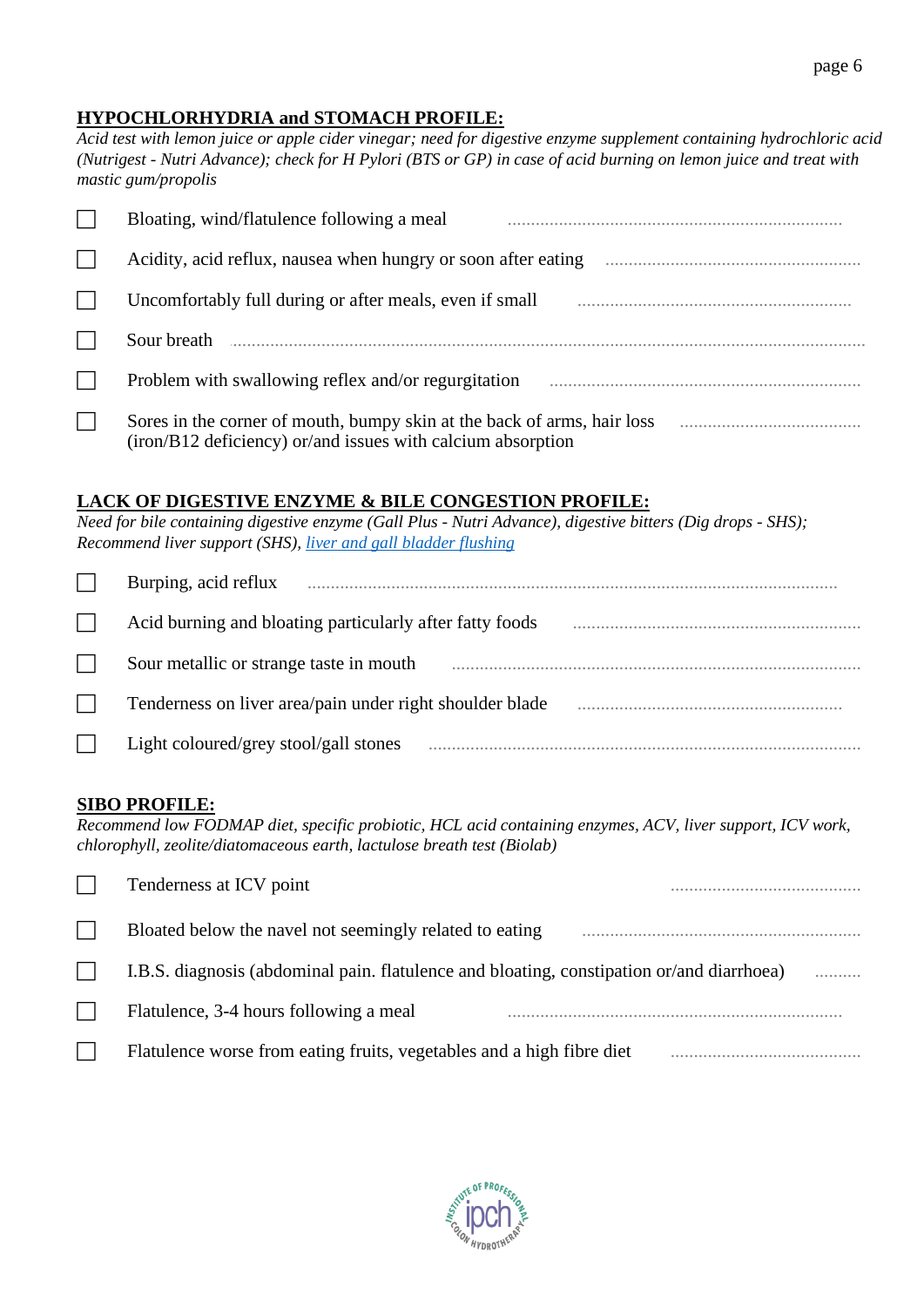## HYPOCHLORHYDRIA and STOMACH PROFILE:

*Acid test with lemon juice or apple cider vinegar; need for digestive enzyme supplement containing hydrochloric acid (Nutrigest - Nutri Advance); check for H Pylori (BTS or GP) in case of acid burning on lemon juice and treat with mastic gum/propolis*

- ☐ Bloating, wind/flatulence following a meal ........................................................................
- ☐ Acidity, acid reflux, nausea when hungry or soon after eating .......................................................
- ☐ Uncomfortably full during or after meals, even if small ...........................................................
- ☐ Sour breath ..........................................................................................................................................
- ☐ Problem with swallowing reflex and/or regurgitation ...................................................................
- ☐ Sores in the corner of mouth, bumpy skin at the back of arms, hair loss (iron/B12 deficiency) or/and issues with calcium absorption ........................................

## LACK OF DIGESTIVE ENZYME & BILE CONGESTION PROFILE:

*Need for bile containing digestive enzyme (Gall Plus - Nutri Advance), digestive bitters (Dig drops - SHS); Recommend liver support (SHS), liver and gall bladder flushing*

- ☐ Burping, acid reflux ..................................................................................................................
- ☐ Acid burning and bloating particularly after fatty foods ..............................................................
- ☐ Sour metallic or strange taste in mouth .......................................................................................
- ☐ Tenderness on liver area/pain under right shoulder blade .........................................................
- ☐ Light coloured/grey stool/gall stones ............................................................................................

## SIBO PROFILE:

*Recommend low FODMAP diet, specific probiotic, HCL acid containing enzymes, ACV, liver support, ICV work, chlorophyll, zeolite/diatomaceous earth, lactulose breath test (Biolab)*

- ☐ Tenderness at ICV point .........................................
- ☐ Bloated below the navel not seemingly related to eating ............................................................
- ☐ I.B.S. diagnosis (abdominal pain. flatulence and bloating, constipation or/and diarrhoea) ..........
- ☐ Flatulence, 3-4 hours following a meal ........................................................................
- ☐ Flatulence worse from eating fruits, vegetables and a high fibre diet .........................................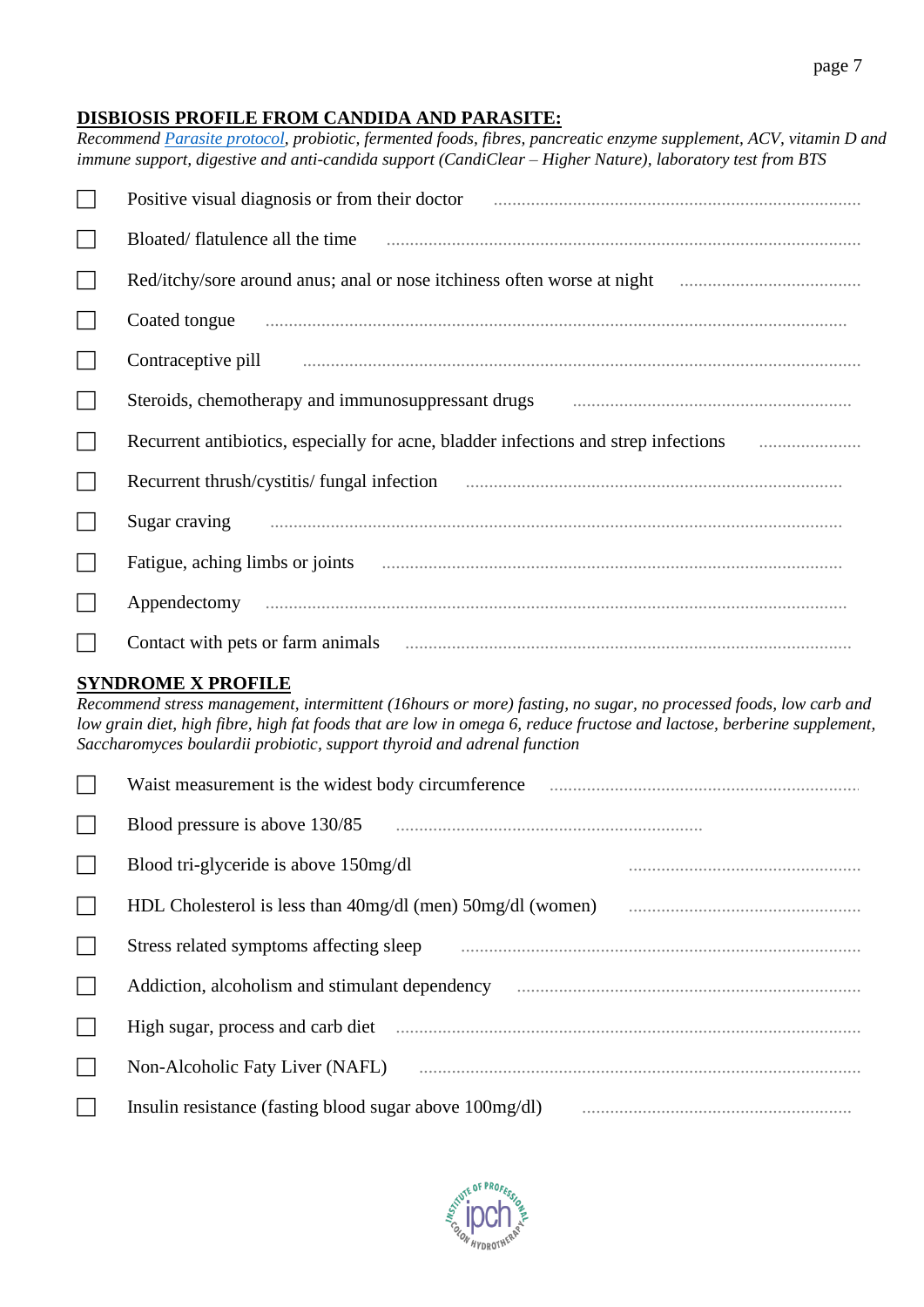## DISBIOSIS PROFILE FROM CANDIDA AND PARASITE:

*Recommend [Parasite protocol](), probiotic, fermented foods, fibres, pancreatic enzyme supplement, ACV, vitamin D and immune support, digestive and anti-candida support (CandiClear – Higher Nature), laboratory test from BTS*

- ☐ Positive visual diagnosis or from their doctor ..............................................................................
- ☐ Bloated/ flatulence all the time ..............................................................................
- ☐ Red/itchy/sore around anus; anal or nose itchiness often worse at night ........................................
- ☐ Coated tongue ..............................................................................
- ☐ Contraceptive pill ..............................................................................
- ☐ Steroids, chemotherapy and immunosuppressant drugs ..............................................................
- ☐ Recurrent antibiotics, especially for acne, bladder infections and strep infections ......................
- ☐ Recurrent thrush/cystitis/ fungal infection ..............................................................................
- ☐ Sugar craving ..............................................................................
- ☐ Fatigue, aching limbs or joints ..............................................................................
- ☐ Appendectomy ..............................................................................
- ☐ Contact with pets or farm animals ..............................................................................

## SYNDROME X PROFILE

*Recommend stress management, intermittent (16hours or more) fasting, no sugar, no processed foods, low carb and low grain diet, high fibre, high fat foods that are low in omega 6, reduce fructose and lactose, berberine supplement, Saccharomyces boulardii probiotic, support thyroid and adrenal function*

- ☐ Waist measurement is the widest body circumference ..............................................................
- ☐ Blood pressure is above 130/85 ..............................................................
- ☐ Blood tri-glyceride is above 150mg/dl ..................................................
- ☐ HDL Cholesterol is less than 40mg/dl (men) 50mg/dl (women) ..................................................
- ☐ Stress related symptoms affecting sleep ..............................................................................
- ☐ Addiction, alcoholism and stimulant dependency ..............................................................
- ☐ High sugar, process and carb diet ..............................................................................
- ☐ Non-Alcoholic Faty Liver (NAFL) ..............................................................................
- ☐ Insulin resistance (fasting blood sugar above 100mg/dl) ..........................................................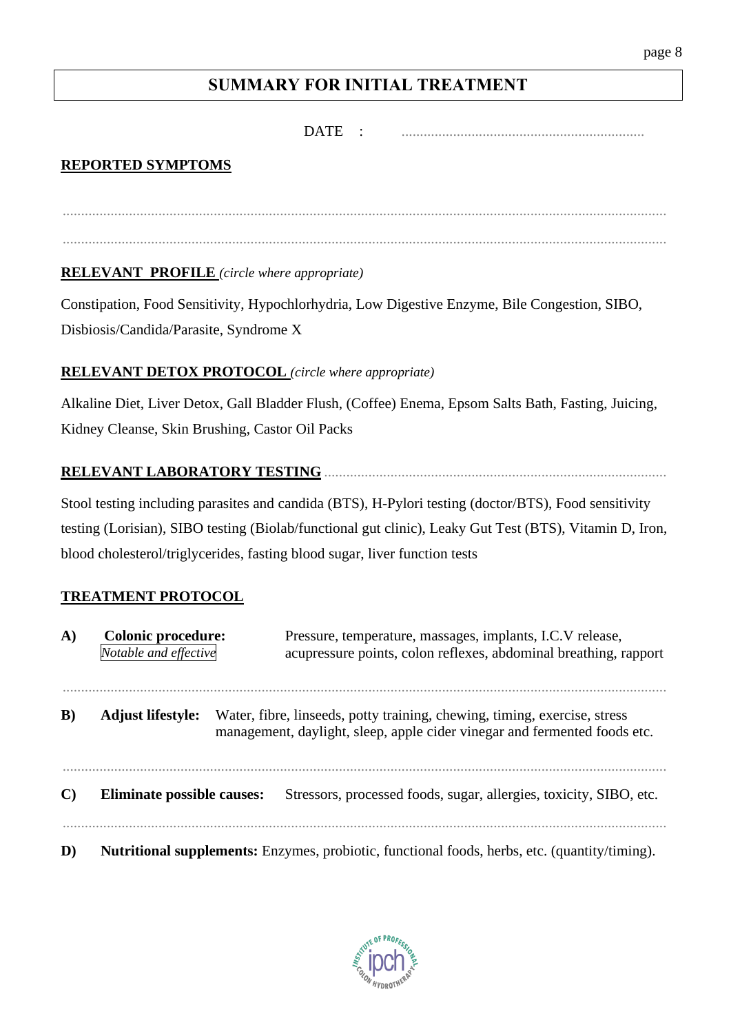## SUMMARY FOR INITIAL TREATMENT

DATE : ..................................................................

**REPORTED SYMPTOMS**

..........................................................................................................................................................

..........................................................................................................................................................

**RELEVANT PROFILE** *(circle where appropriate)*

Constipation, Food Sensitivity, Hypochlorhydria, Low Digestive Enzyme, Bile Congestion, SIBO, Disbiosis/Candida/Parasite, Syndrome X

**RELEVANT DETOX PROTOCOL** *(circle where appropriate)*

Alkaline Diet, Liver Detox, Gall Bladder Flush, (Coffee) Enema, Epsom Salts Bath, Fasting, Juicing, Kidney Cleanse, Skin Brushing, Castor Oil Packs

**RELEVANT LABORATORY TESTING** ............................................................................................

Stool testing including parasites and candida (BTS), H-Pylori testing (doctor/BTS), Food sensitivity testing (Lorisian), SIBO testing (Biolab/functional gut clinic), Leaky Gut Test (BTS), Vitamin D, Iron, blood cholesterol/triglycerides, fasting blood sugar, liver function tests

**TREATMENT PROTOCOL**

**A) Colonic procedure:** *Notable and effective* — Pressure, temperature, massages, implants, I.C.V release, acupressure points, colon reflexes, abdominal breathing, rapport

..........................................................................................................................................................

**B) Adjust lifestyle:** Water, fibre, linseeds, potty training, chewing, timing, exercise, stress management, daylight, sleep, apple cider vinegar and fermented foods etc.

..........................................................................................................................................................

**C) Eliminate possible causes:** Stressors, processed foods, sugar, allergies, toxicity, SIBO, etc.

..........................................................................................................................................................

**D) Nutritional supplements:** Enzymes, probiotic, functional foods, herbs, etc. (quantity/timing).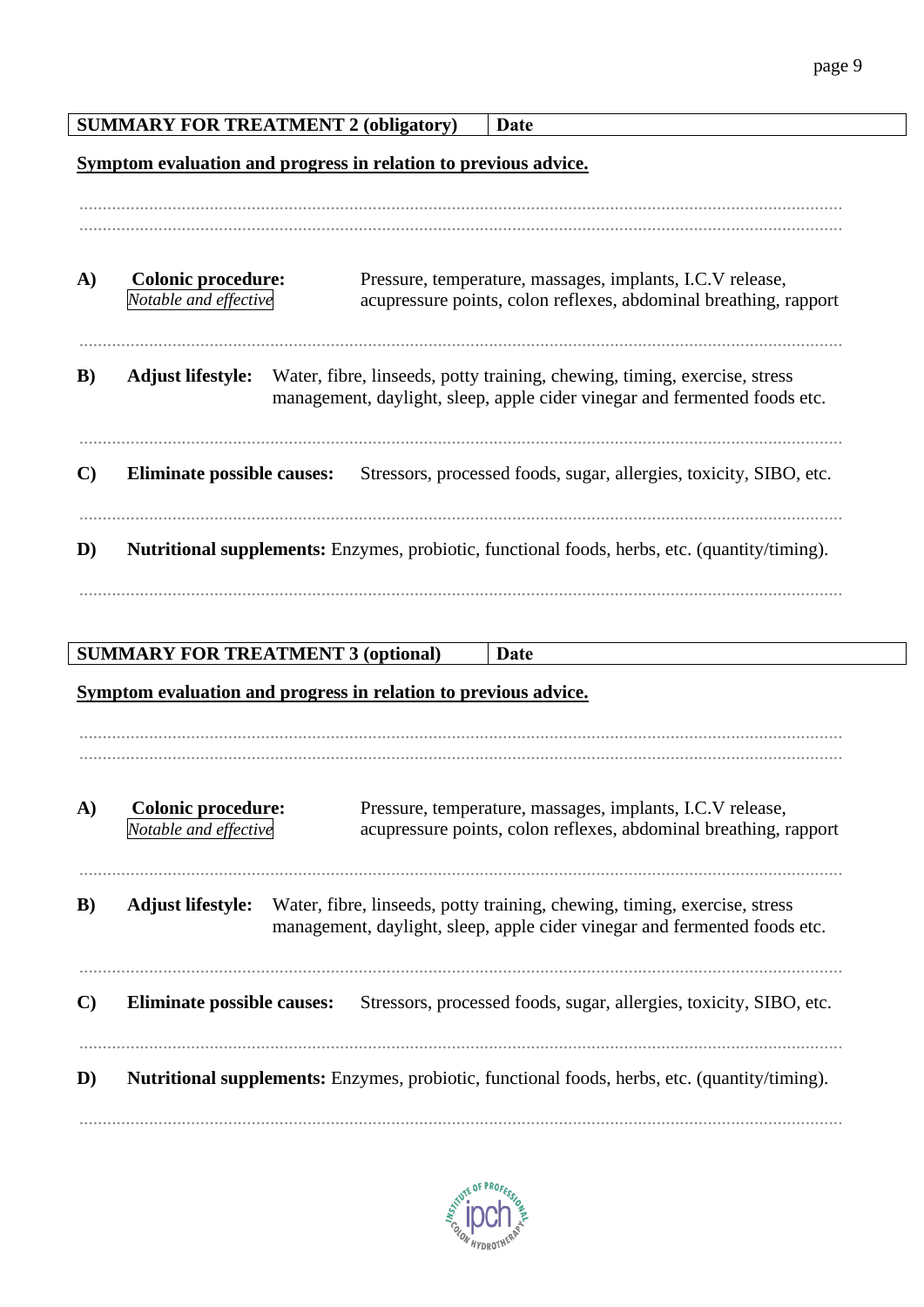| SUMMARY FOR TREATMENT 2 (obligatory) | Date |
|---|---|

**Symptom evaluation and progress in relation to previous advice.**

..........................................................................................................................................................
..........................................................................................................................................................

**A) Colonic procedure:** *Notable and effective* — Pressure, temperature, massages, implants, I.C.V release, acupressure points, colon reflexes, abdominal breathing, rapport

..........................................................................................................................................................

**B) Adjust lifestyle:** Water, fibre, linseeds, potty training, chewing, timing, exercise, stress management, daylight, sleep, apple cider vinegar and fermented foods etc.

..........................................................................................................................................................

**C) Eliminate possible causes:** Stressors, processed foods, sugar, allergies, toxicity, SIBO, etc.

..........................................................................................................................................................

**D) Nutritional supplements:** Enzymes, probiotic, functional foods, herbs, etc. (quantity/timing).

..........................................................................................................................................................

| SUMMARY FOR TREATMENT 3 (optional) | Date |
|---|---|

**Symptom evaluation and progress in relation to previous advice.**

..........................................................................................................................................................
..........................................................................................................................................................

**A) Colonic procedure:** *Notable and effective* — Pressure, temperature, massages, implants, I.C.V release, acupressure points, colon reflexes, abdominal breathing, rapport

..........................................................................................................................................................

**B) Adjust lifestyle:** Water, fibre, linseeds, potty training, chewing, timing, exercise, stress management, daylight, sleep, apple cider vinegar and fermented foods etc.

..........................................................................................................................................................

**C) Eliminate possible causes:** Stressors, processed foods, sugar, allergies, toxicity, SIBO, etc.

..........................................................................................................................................................

**D) Nutritional supplements:** Enzymes, probiotic, functional foods, herbs, etc. (quantity/timing).

..........................................................................................................................................................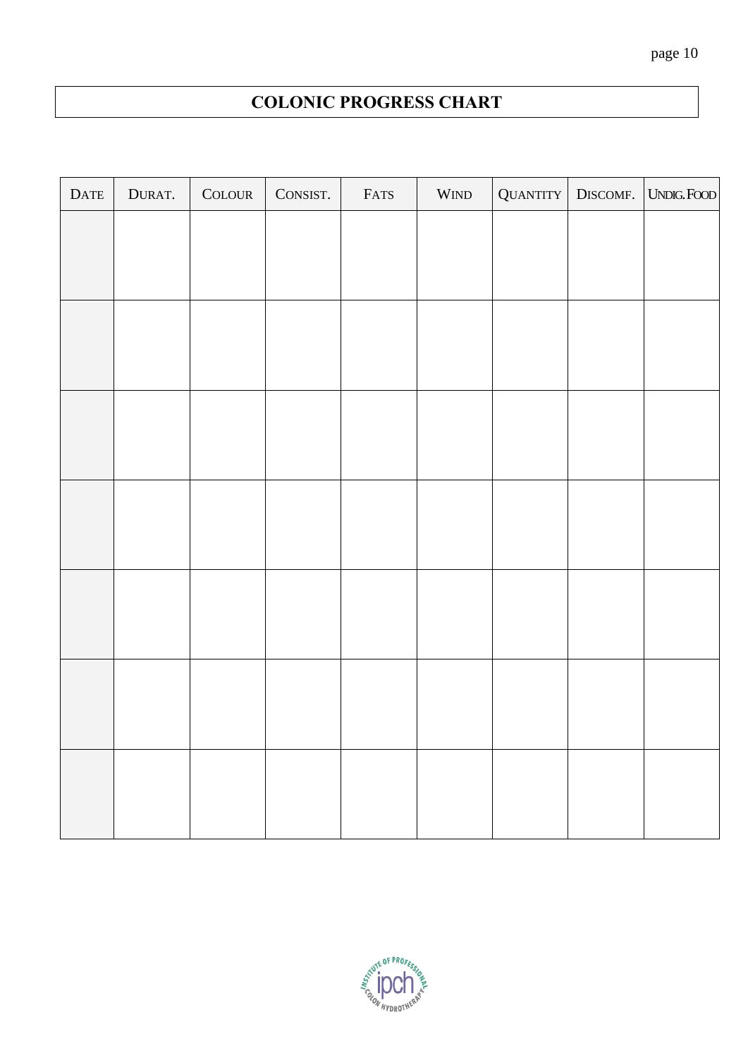# COLONIC PROGRESS CHART

| DATE | DURAT. | COLOUR | CONSIST. | FATS | WIND | QUANTITY | DISCOMF. | UNDIG. FOOD |
|---|---|---|---|---|---|---|---|---|
| | | | | | | | | |
| | | | | | | | | |
| | | | | | | | | |
| | | | | | | | | |
| | | | | | | | | |
| | | | | | | | | |
| | | | | | | | | |

INSTITUTE OF PROFESSIONAL COLON HYDROTHERAPY
ipch